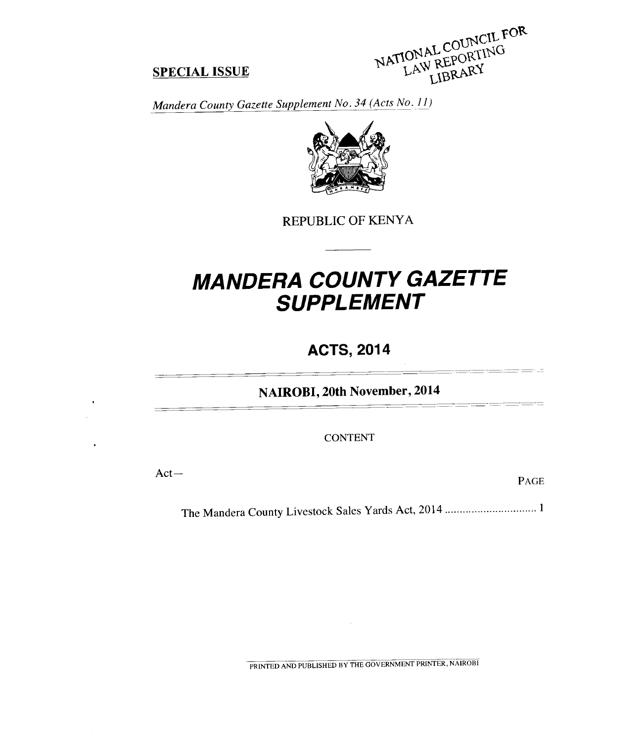**SPECIAL ISSUE**

NATIONAL COUNCIL FOR LAW REPORTING LIBRARY

*Mandera County Gazette Supplement No. 34 (Acts No. 11)*

REPUBLIC OF KENYA

# MANDERA COUNTY GAZETTE SUPPLEMENT

## ACTS, 2014

**NAIROBI, 20th November, 2014**

CONTENT

Act—

| | PAGE |
|---|---|
| The Mandera County Livestock Sales Yards Act, 2014 | 1 |

PRINTED AND PUBLISHED BY THE GOVERNMENT PRINTER, NAIROBI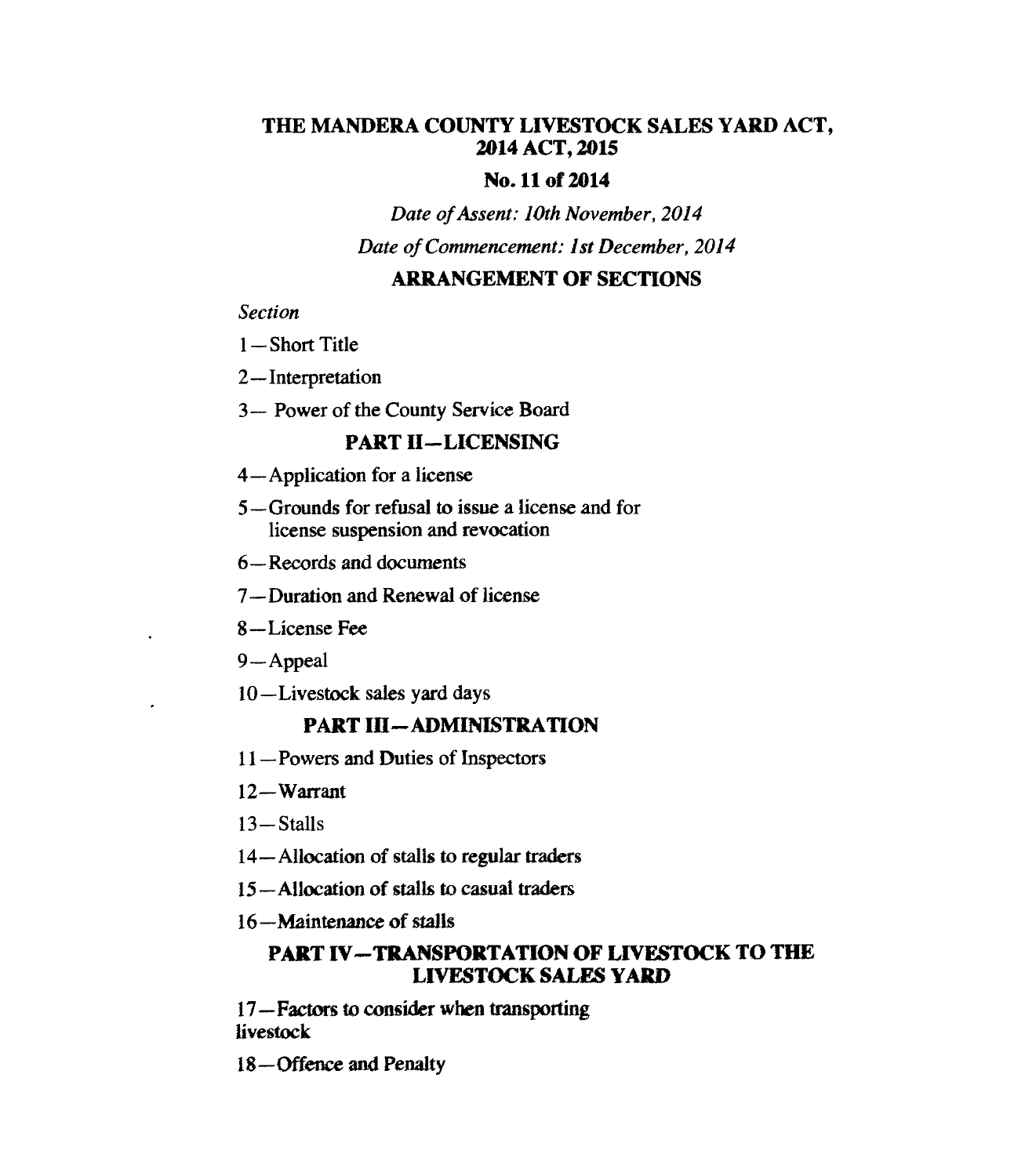# THE MANDERA COUNTY LIVESTOCK SALES YARD ACT, 2014 ACT, 2015

## No. 11 of 2014

*Date of Assent: 10th November, 2014*

*Date of Commencement: 1st December, 2014*

## ARRANGEMENT OF SECTIONS

*Section*

1—Short Title

2—Interpretation

3— Power of the County Service Board

### PART II—LICENSING

4—Application for a license

5—Grounds for refusal to issue a license and for license suspension and revocation

6—Records and documents

7—Duration and Renewal of license

8—License Fee

9—Appeal

10—Livestock sales yard days

### PART III—ADMINISTRATION

11—Powers and Duties of Inspectors

12—Warrant

13—Stalls

14—Allocation of stalls to regular traders

15—Allocation of stalls to casual traders

16—Maintenance of stalls

### PART IV—TRANSPORTATION OF LIVESTOCK TO THE LIVESTOCK SALES YARD

17—Factors to consider when transporting livestock

18—Offence and Penalty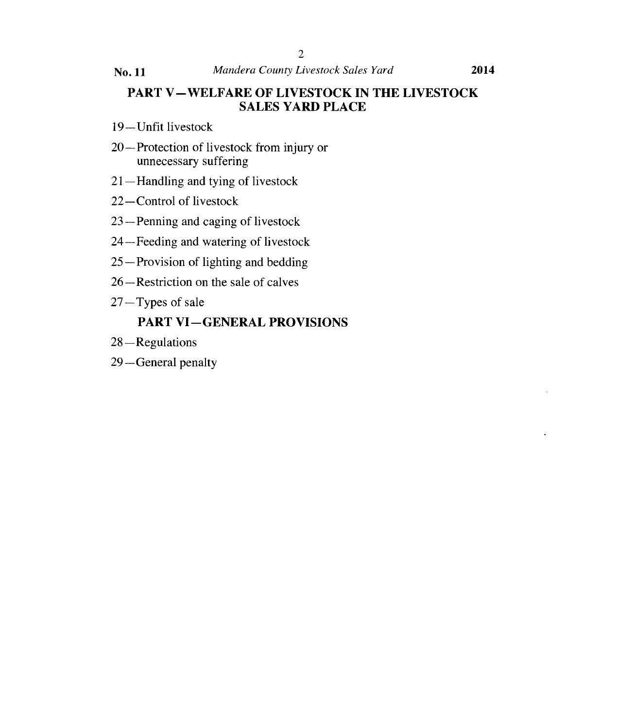## PART V—WELFARE OF LIVESTOCK IN THE LIVESTOCK SALES YARD PLACE

19—Unfit livestock

20—Protection of livestock from injury or unnecessary suffering

21—Handling and tying of livestock

22—Control of livestock

23—Penning and caging of livestock

24—Feeding and watering of livestock

25—Provision of lighting and bedding

26—Restriction on the sale of calves

27—Types of sale

## PART VI—GENERAL PROVISIONS

28—Regulations

29—General penalty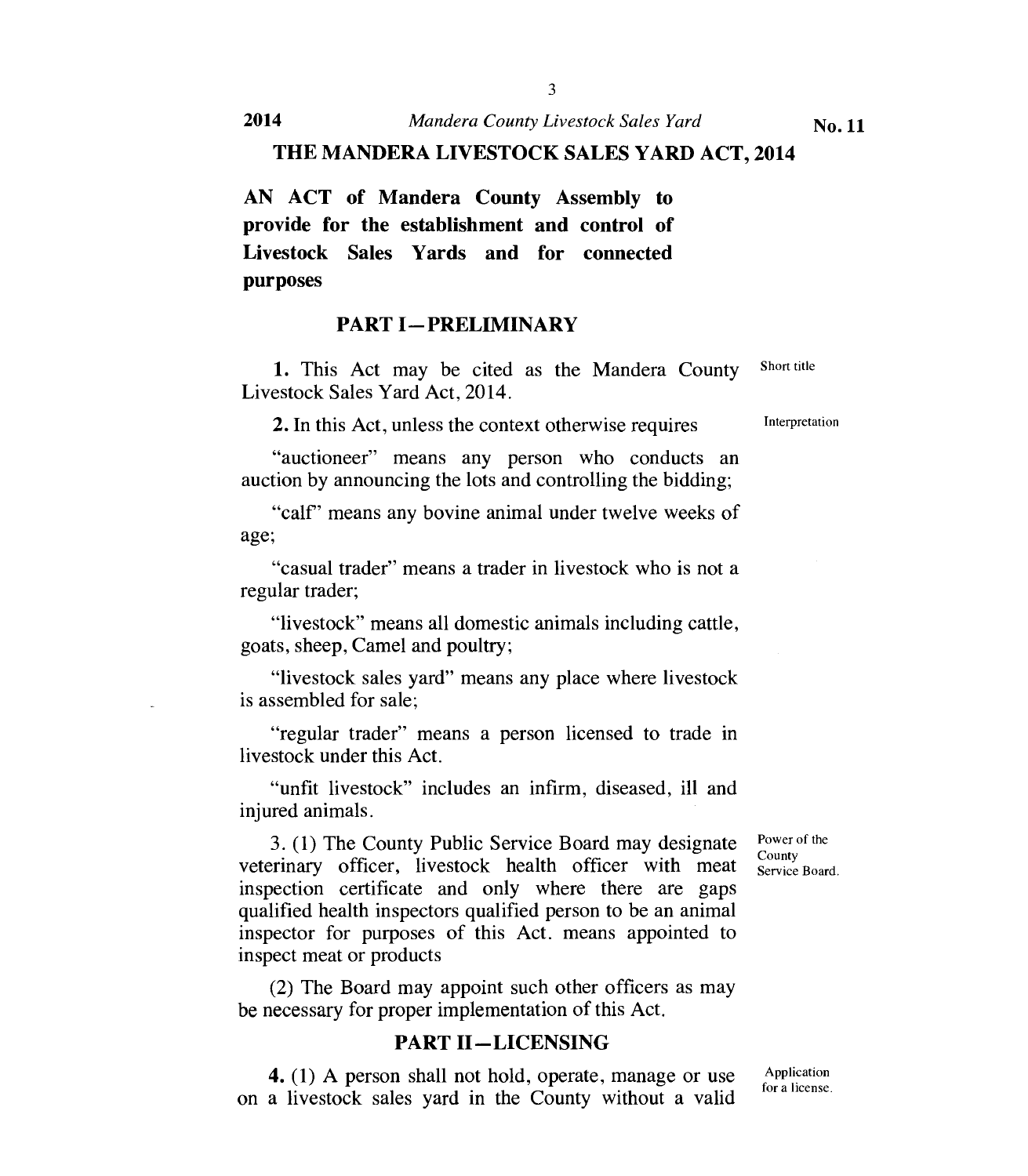# THE MANDERA LIVESTOCK SALES YARD ACT, 2014

**AN ACT of Mandera County Assembly to provide for the establishment and control of Livestock Sales Yards and for connected purposes**

## PART I—PRELIMINARY

**1.** This Act may be cited as the Mandera County Livestock Sales Yard Act, 2014.

Short title

**2.** In this Act, unless the context otherwise requires

Interpretation

"auctioneer" means any person who conducts an auction by announcing the lots and controlling the bidding;

"calf" means any bovine animal under twelve weeks of age;

"casual trader" means a trader in livestock who is not a regular trader;

"livestock" means all domestic animals including cattle, goats, sheep, Camel and poultry;

"livestock sales yard" means any place where livestock is assembled for sale;

"regular trader" means a person licensed to trade in livestock under this Act.

"unfit livestock" includes an infirm, diseased, ill and injured animals.

3. (1) The County Public Service Board may designate veterinary officer, livestock health officer with meat inspection certificate and only where there are gaps qualified health inspectors qualified person to be an animal inspector for purposes of this Act. means appointed to inspect meat or products

Power of the County Service Board.

(2) The Board may appoint such other officers as may be necessary for proper implementation of this Act.

## PART II—LICENSING

**4.** (1) A person shall not hold, operate, manage or use on a livestock sales yard in the County without a valid

Application for a license.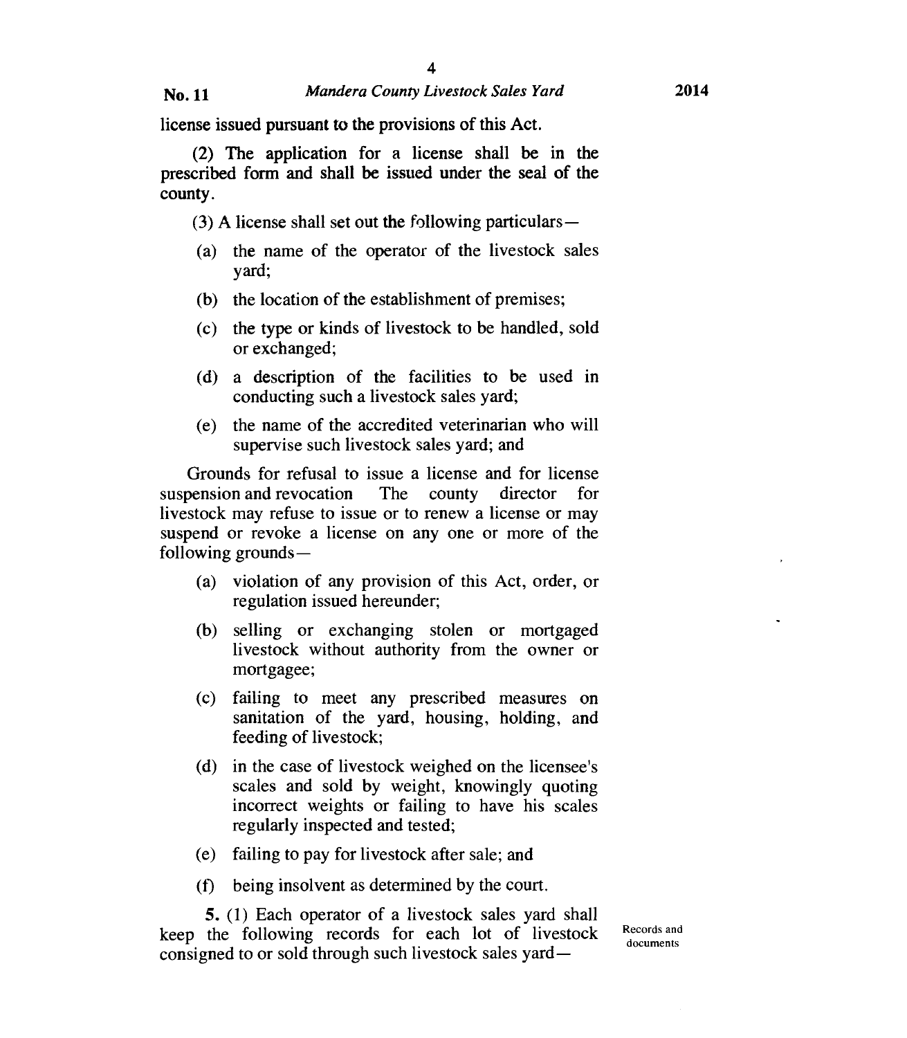license issued pursuant to the provisions of this Act.

(2) The application for a license shall be in the prescribed form and shall be issued under the seal of the county.

(3) A license shall set out the following particulars—

(a) the name of the operator of the livestock sales yard;

(b) the location of the establishment of premises;

(c) the type or kinds of livestock to be handled, sold or exchanged;

(d) a description of the facilities to be used in conducting such a livestock sales yard;

(e) the name of the accredited veterinarian who will supervise such livestock sales yard; and

Grounds for refusal to issue a license and for license suspension and revocation The county director for livestock may refuse to issue or to renew a license or may suspend or revoke a license on any one or more of the following grounds—

(a) violation of any provision of this Act, order, or regulation issued hereunder;

(b) selling or exchanging stolen or mortgaged livestock without authority from the owner or mortgagee;

(c) failing to meet any prescribed measures on sanitation of the yard, housing, holding, and feeding of livestock;

(d) in the case of livestock weighed on the licensee's scales and sold by weight, knowingly quoting incorrect weights or failing to have his scales regularly inspected and tested;

(e) failing to pay for livestock after sale; and

(f) being insolvent as determined by the court.

Records and documents

**5.** (1) Each operator of a livestock sales yard shall keep the following records for each lot of livestock consigned to or sold through such livestock sales yard—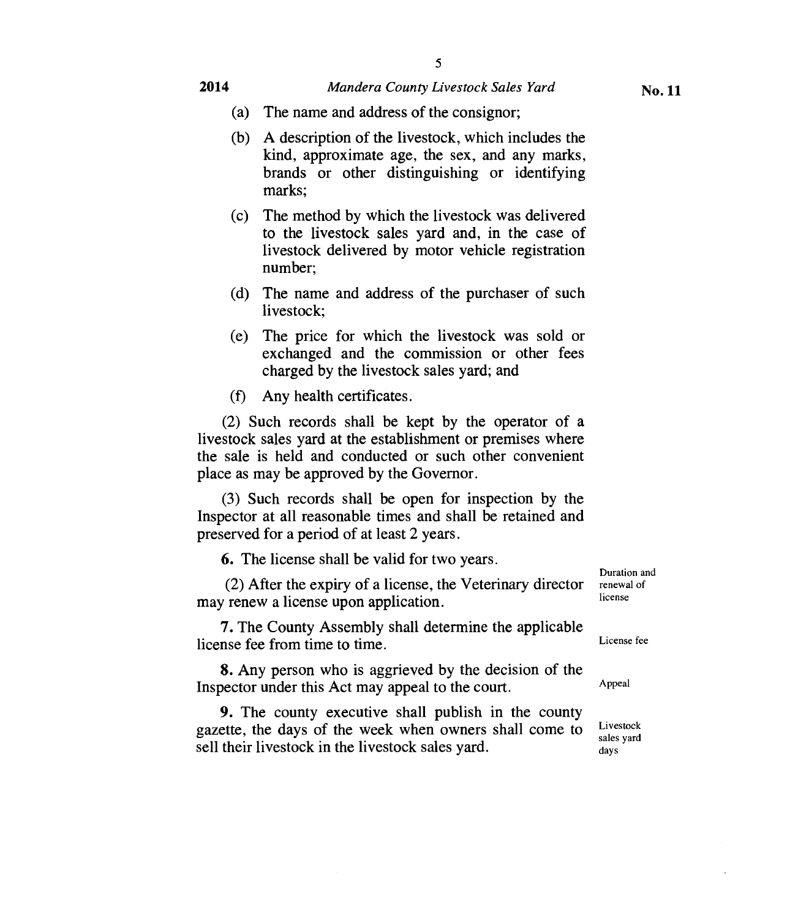(a) The name and address of the consignor;

(b) A description of the livestock, which includes the kind, approximate age, the sex, and any marks, brands or other distinguishing or identifying marks;

(c) The method by which the livestock was delivered to the livestock sales yard and, in the case of livestock delivered by motor vehicle registration number;

(d) The name and address of the purchaser of such livestock;

(e) The price for which the livestock was sold or exchanged and the commission or other fees charged by the livestock sales yard; and

(f) Any health certificates.

(2) Such records shall be kept by the operator of a livestock sales yard at the establishment or premises where the sale is held and conducted or such other convenient place as may be approved by the Governor.

(3) Such records shall be open for inspection by the Inspector at all reasonable times and shall be retained and preserved for a period of at least 2 years.

*Duration and renewal of license*

**6.** The license shall be valid for two years.

(2) After the expiry of a license, the Veterinary director may renew a license upon application.

*License fee*

**7.** The County Assembly shall determine the applicable license fee from time to time.

*Appeal*

**8.** Any person who is aggrieved by the decision of the Inspector under this Act may appeal to the court.

*Livestock sales yard days*

**9.** The county executive shall publish in the county gazette, the days of the week when owners shall come to sell their livestock in the livestock sales yard.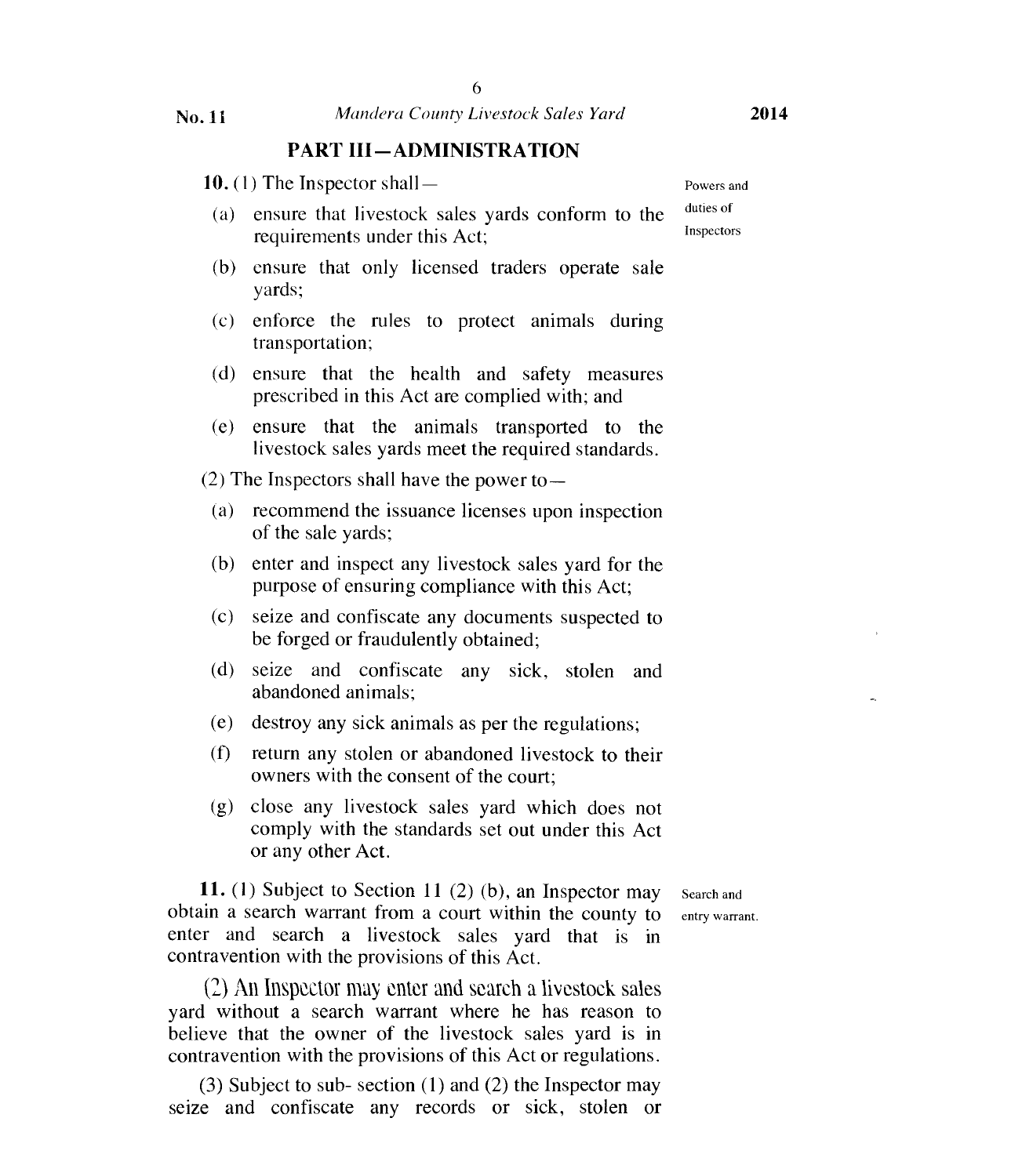## PART III—ADMINISTRATION

**10.** (1) The Inspector shall—

*Powers and duties of Inspectors*

- (a) ensure that livestock sales yards conform to the requirements under this Act;
- (b) ensure that only licensed traders operate sale yards;
- (c) enforce the rules to protect animals during transportation;
- (d) ensure that the health and safety measures prescribed in this Act are complied with; and
- (e) ensure that the animals transported to the livestock sales yards meet the required standards.

(2) The Inspectors shall have the power to—

- (a) recommend the issuance licenses upon inspection of the sale yards;
- (b) enter and inspect any livestock sales yard for the purpose of ensuring compliance with this Act;
- (c) seize and confiscate any documents suspected to be forged or fraudulently obtained;
- (d) seize and confiscate any sick, stolen and abandoned animals;
- (e) destroy any sick animals as per the regulations;
- (f) return any stolen or abandoned livestock to their owners with the consent of the court;
- (g) close any livestock sales yard which does not comply with the standards set out under this Act or any other Act.

**11.** (1) Subject to Section 11 (2) (b), an Inspector may obtain a search warrant from a court within the county to enter and search a livestock sales yard that is in contravention with the provisions of this Act.

*Search and entry warrant.*

(2) An Inspector may enter and search a livestock sales yard without a search warrant where he has reason to believe that the owner of the livestock sales yard is in contravention with the provisions of this Act or regulations.

(3) Subject to sub- section (1) and (2) the Inspector may seize and confiscate any records or sick, stolen or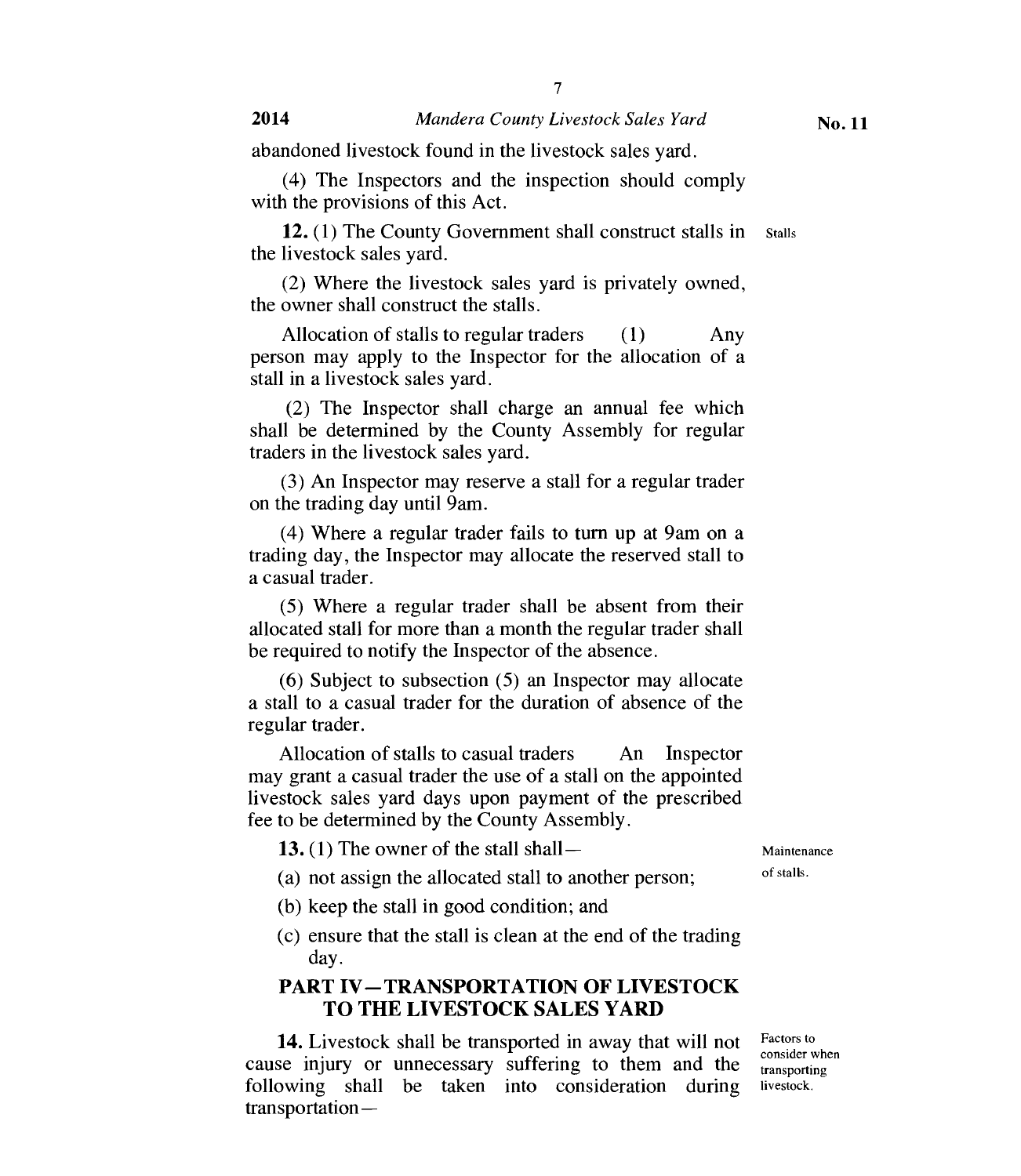abandoned livestock found in the livestock sales yard.

(4) The Inspectors and the inspection should comply with the provisions of this Act.

**12.** (1) The County Government shall construct stalls in the livestock sales yard. Stalls

(2) Where the livestock sales yard is privately owned, the owner shall construct the stalls.

Allocation of stalls to regular traders (1) Any person may apply to the Inspector for the allocation of a stall in a livestock sales yard.

(2) The Inspector shall charge an annual fee which shall be determined by the County Assembly for regular traders in the livestock sales yard.

(3) An Inspector may reserve a stall for a regular trader on the trading day until 9am.

(4) Where a regular trader fails to turn up at 9am on a trading day, the Inspector may allocate the reserved stall to a casual trader.

(5) Where a regular trader shall be absent from their allocated stall for more than a month the regular trader shall be required to notify the Inspector of the absence.

(6) Subject to subsection (5) an Inspector may allocate a stall to a casual trader for the duration of absence of the regular trader.

Allocation of stalls to casual traders An Inspector may grant a casual trader the use of a stall on the appointed livestock sales yard days upon payment of the prescribed fee to be determined by the County Assembly.

**13.** (1) The owner of the stall shall— Maintenance of stalls.

(a) not assign the allocated stall to another person;

(b) keep the stall in good condition; and

(c) ensure that the stall is clean at the end of the trading day.

## PART IV—TRANSPORTATION OF LIVESTOCK TO THE LIVESTOCK SALES YARD

**14.** Livestock shall be transported in away that will not cause injury or unnecessary suffering to them and the following shall be taken into consideration during transportation— Factors to consider when transporting livestock.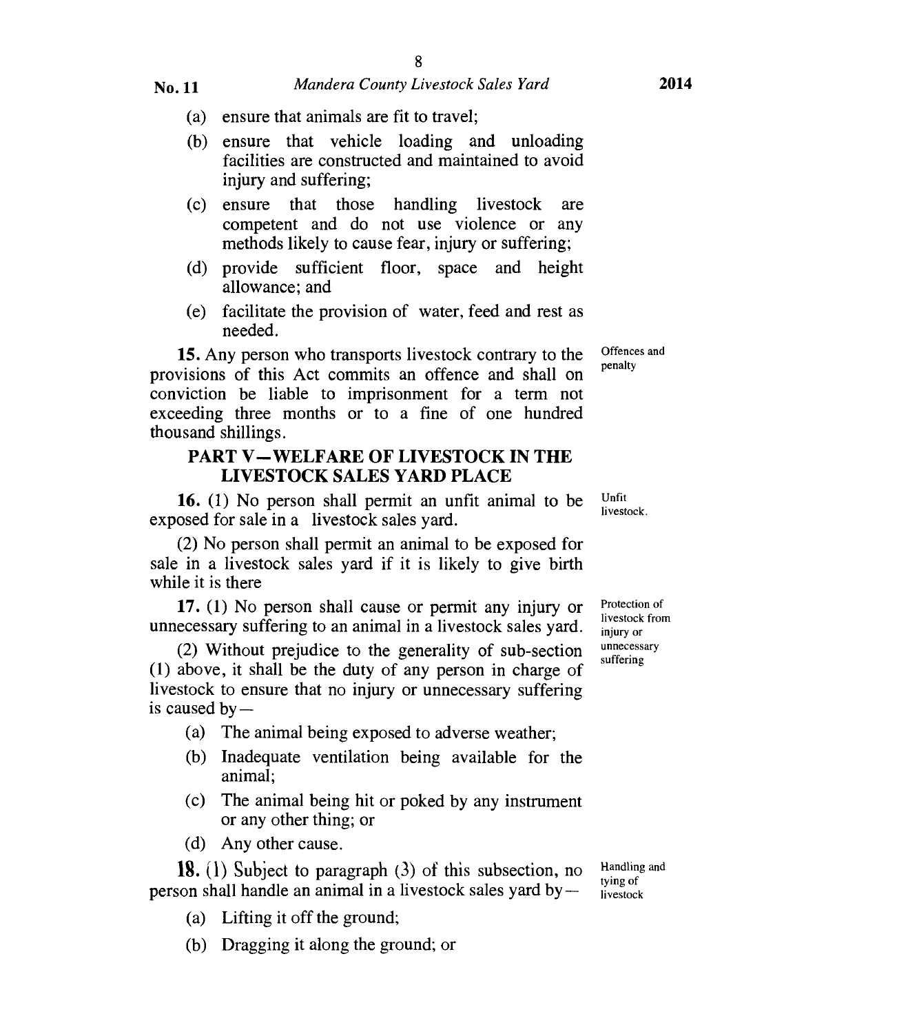(a) ensure that animals are fit to travel;

(b) ensure that vehicle loading and unloading facilities are constructed and maintained to avoid injury and suffering;

(c) ensure that those handling livestock are competent and do not use violence or any methods likely to cause fear, injury or suffering;

(d) provide sufficient floor, space and height allowance; and

(e) facilitate the provision of water, feed and rest as needed.

Offences and penalty

**15.** Any person who transports livestock contrary to the provisions of this Act commits an offence and shall on conviction be liable to imprisonment for a term not exceeding three months or to a fine of one hundred thousand shillings.

## PART V—WELFARE OF LIVESTOCK IN THE LIVESTOCK SALES YARD PLACE

Unfit livestock.

**16.** (1) No person shall permit an unfit animal to be exposed for sale in a livestock sales yard.

(2) No person shall permit an animal to be exposed for sale in a livestock sales yard if it is likely to give birth while it is there

Protection of livestock from injury or unnecessary suffering

**17.** (1) No person shall cause or permit any injury or unnecessary suffering to an animal in a livestock sales yard.

(2) Without prejudice to the generality of sub-section (1) above, it shall be the duty of any person in charge of livestock to ensure that no injury or unnecessary suffering is caused by—

(a) The animal being exposed to adverse weather;

(b) Inadequate ventilation being available for the animal;

(c) The animal being hit or poked by any instrument or any other thing; or

(d) Any other cause.

Handling and tying of livestock

**18.** (1) Subject to paragraph (3) of this subsection, no person shall handle an animal in a livestock sales yard by—

(a) Lifting it off the ground;

(b) Dragging it along the ground; or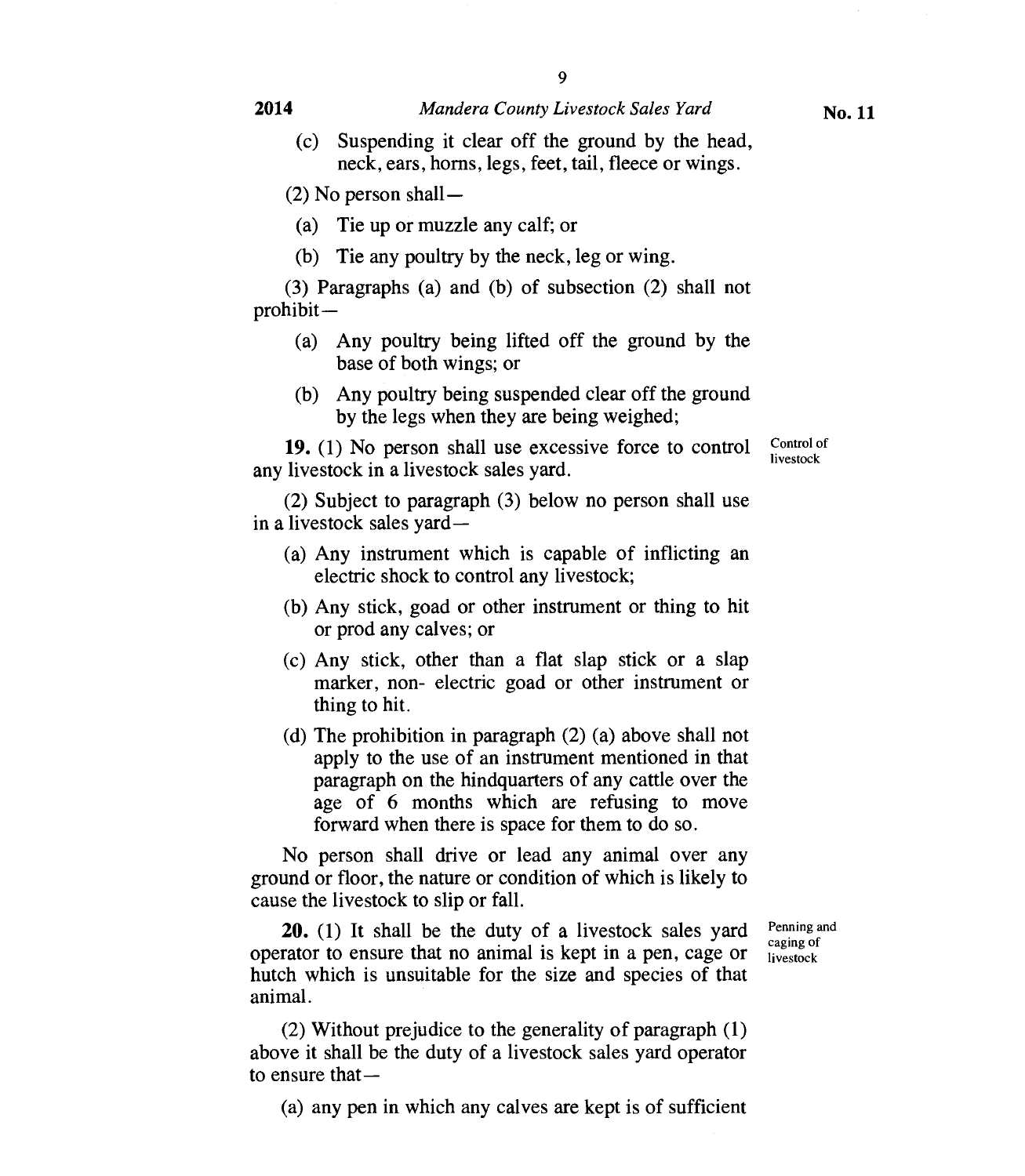(c) Suspending it clear off the ground by the head, neck, ears, horns, legs, feet, tail, fleece or wings.

(2) No person shall—

(a) Tie up or muzzle any calf; or

(b) Tie any poultry by the neck, leg or wing.

(3) Paragraphs (a) and (b) of subsection (2) shall not prohibit—

(a) Any poultry being lifted off the ground by the base of both wings; or

(b) Any poultry being suspended clear off the ground by the legs when they are being weighed;

Control of livestock

**19.** (1) No person shall use excessive force to control any livestock in a livestock sales yard.

(2) Subject to paragraph (3) below no person shall use in a livestock sales yard—

(a) Any instrument which is capable of inflicting an electric shock to control any livestock;

(b) Any stick, goad or other instrument or thing to hit or prod any calves; or

(c) Any stick, other than a flat slap stick or a slap marker, non- electric goad or other instrument or thing to hit.

(d) The prohibition in paragraph (2) (a) above shall not apply to the use of an instrument mentioned in that paragraph on the hindquarters of any cattle over the age of 6 months which are refusing to move forward when there is space for them to do so.

No person shall drive or lead any animal over any ground or floor, the nature or condition of which is likely to cause the livestock to slip or fall.

Penning and caging of livestock

**20.** (1) It shall be the duty of a livestock sales yard operator to ensure that no animal is kept in a pen, cage or hutch which is unsuitable for the size and species of that animal.

(2) Without prejudice to the generality of paragraph (1) above it shall be the duty of a livestock sales yard operator to ensure that—

(a) any pen in which any calves are kept is of sufficient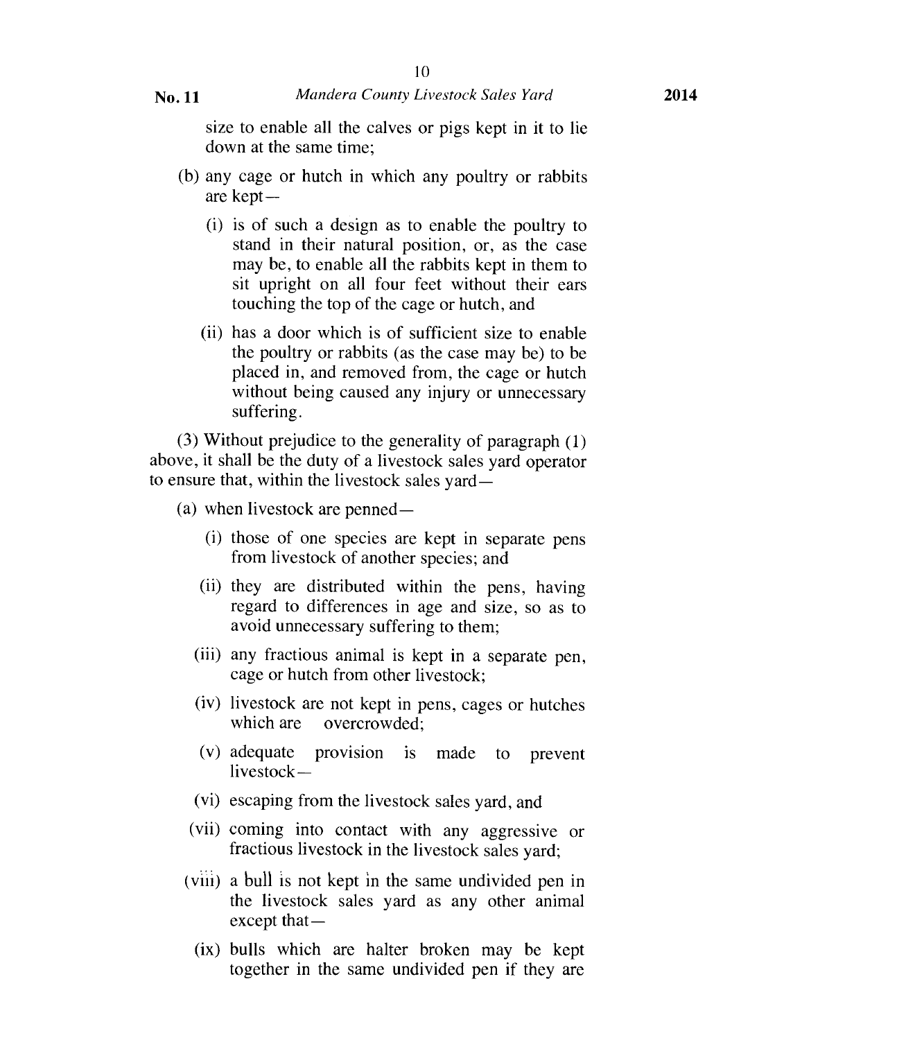size to enable all the calves or pigs kept in it to lie down at the same time;

(b) any cage or hutch in which any poultry or rabbits are kept—

(i) is of such a design as to enable the poultry to stand in their natural position, or, as the case may be, to enable all the rabbits kept in them to sit upright on all four feet without their ears touching the top of the cage or hutch, and

(ii) has a door which is of sufficient size to enable the poultry or rabbits (as the case may be) to be placed in, and removed from, the cage or hutch without being caused any injury or unnecessary suffering.

(3) Without prejudice to the generality of paragraph (1) above, it shall be the duty of a livestock sales yard operator to ensure that, within the livestock sales yard—

(a) when livestock are penned—

(i) those of one species are kept in separate pens from livestock of another species; and

(ii) they are distributed within the pens, having regard to differences in age and size, so as to avoid unnecessary suffering to them;

(iii) any fractious animal is kept in a separate pen, cage or hutch from other livestock;

(iv) livestock are not kept in pens, cages or hutches which are overcrowded;

(v) adequate provision is made to prevent livestock—

(vi) escaping from the livestock sales yard, and

(vii) coming into contact with any aggressive or fractious livestock in the livestock sales yard;

(viii) a bull is not kept in the same undivided pen in the livestock sales yard as any other animal except that—

(ix) bulls which are halter broken may be kept together in the same undivided pen if they are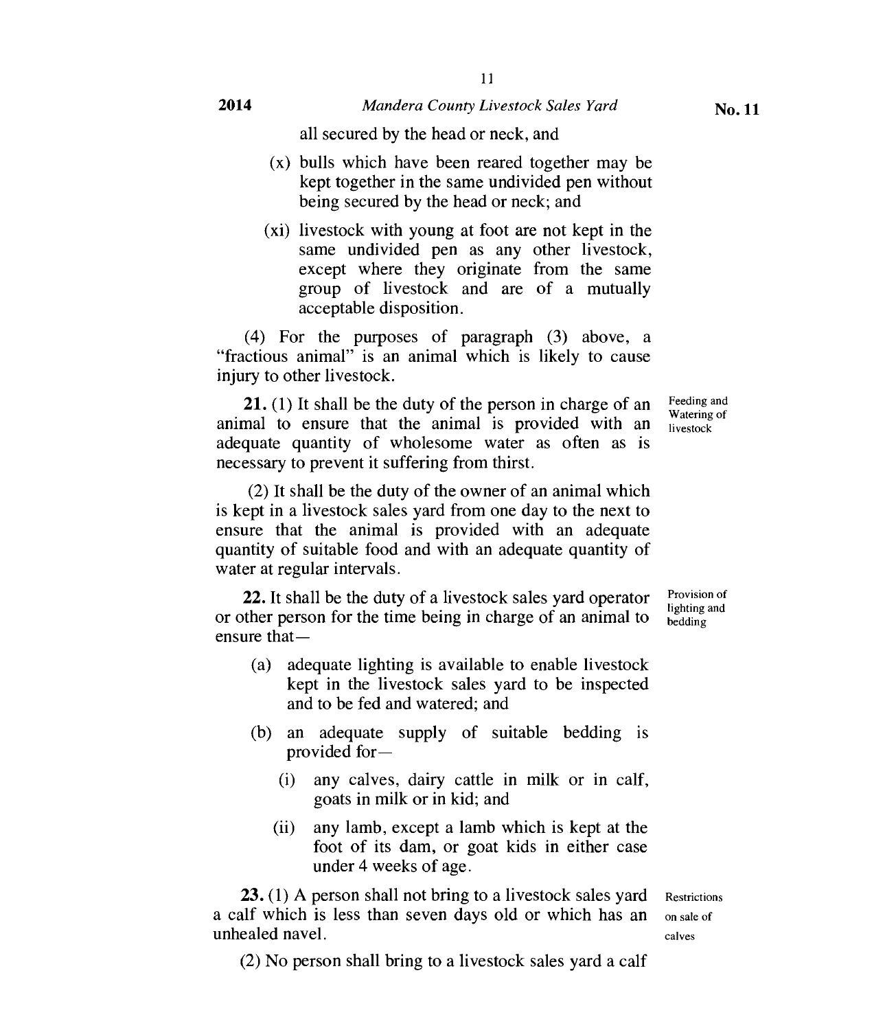all secured by the head or neck, and

(x) bulls which have been reared together may be kept together in the same undivided pen without being secured by the head or neck; and

(xi) livestock with young at foot are not kept in the same undivided pen as any other livestock, except where they originate from the same group of livestock and are of a mutually acceptable disposition.

(4) For the purposes of paragraph (3) above, a "fractious animal" is an animal which is likely to cause injury to other livestock.

**21.** (1) It shall be the duty of the person in charge of an animal to ensure that the animal is provided with an adequate quantity of wholesome water as often as is necessary to prevent it suffering from thirst.

Feeding and Watering of livestock

(2) It shall be the duty of the owner of an animal which is kept in a livestock sales yard from one day to the next to ensure that the animal is provided with an adequate quantity of suitable food and with an adequate quantity of water at regular intervals.

**22.** It shall be the duty of a livestock sales yard operator or other person for the time being in charge of an animal to ensure that—

Provision of lighting and bedding

(a) adequate lighting is available to enable livestock kept in the livestock sales yard to be inspected and to be fed and watered; and

(b) an adequate supply of suitable bedding is provided for—

(i) any calves, dairy cattle in milk or in calf, goats in milk or in kid; and

(ii) any lamb, except a lamb which is kept at the foot of its dam, or goat kids in either case under 4 weeks of age.

**23.** (1) A person shall not bring to a livestock sales yard a calf which is less than seven days old or which has an unhealed navel.

Restrictions on sale of calves

(2) No person shall bring to a livestock sales yard a calf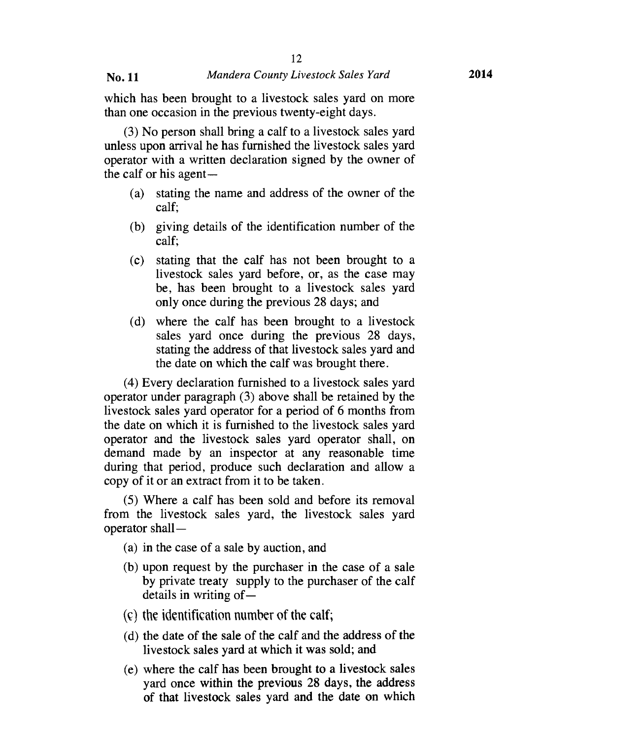which has been brought to a livestock sales yard on more than one occasion in the previous twenty-eight days.

(3) No person shall bring a calf to a livestock sales yard unless upon arrival he has furnished the livestock sales yard operator with a written declaration signed by the owner of the calf or his agent—

- (a) stating the name and address of the owner of the calf;
- (b) giving details of the identification number of the calf;
- (c) stating that the calf has not been brought to a livestock sales yard before, or, as the case may be, has been brought to a livestock sales yard only once during the previous 28 days; and
- (d) where the calf has been brought to a livestock sales yard once during the previous 28 days, stating the address of that livestock sales yard and the date on which the calf was brought there.

(4) Every declaration furnished to a livestock sales yard operator under paragraph (3) above shall be retained by the livestock sales yard operator for a period of 6 months from the date on which it is furnished to the livestock sales yard operator and the livestock sales yard operator shall, on demand made by an inspector at any reasonable time during that period, produce such declaration and allow a copy of it or an extract from it to be taken.

(5) Where a calf has been sold and before its removal from the livestock sales yard, the livestock sales yard operator shall—

- (a) in the case of a sale by auction, and
- (b) upon request by the purchaser in the case of a sale by private treaty supply to the purchaser of the calf details in writing of—
- (c) the identification number of the calf;
- (d) the date of the sale of the calf and the address of the livestock sales yard at which it was sold; and
- (e) where the calf has been brought to a livestock sales yard once within the previous 28 days, the address of that livestock sales yard and the date on which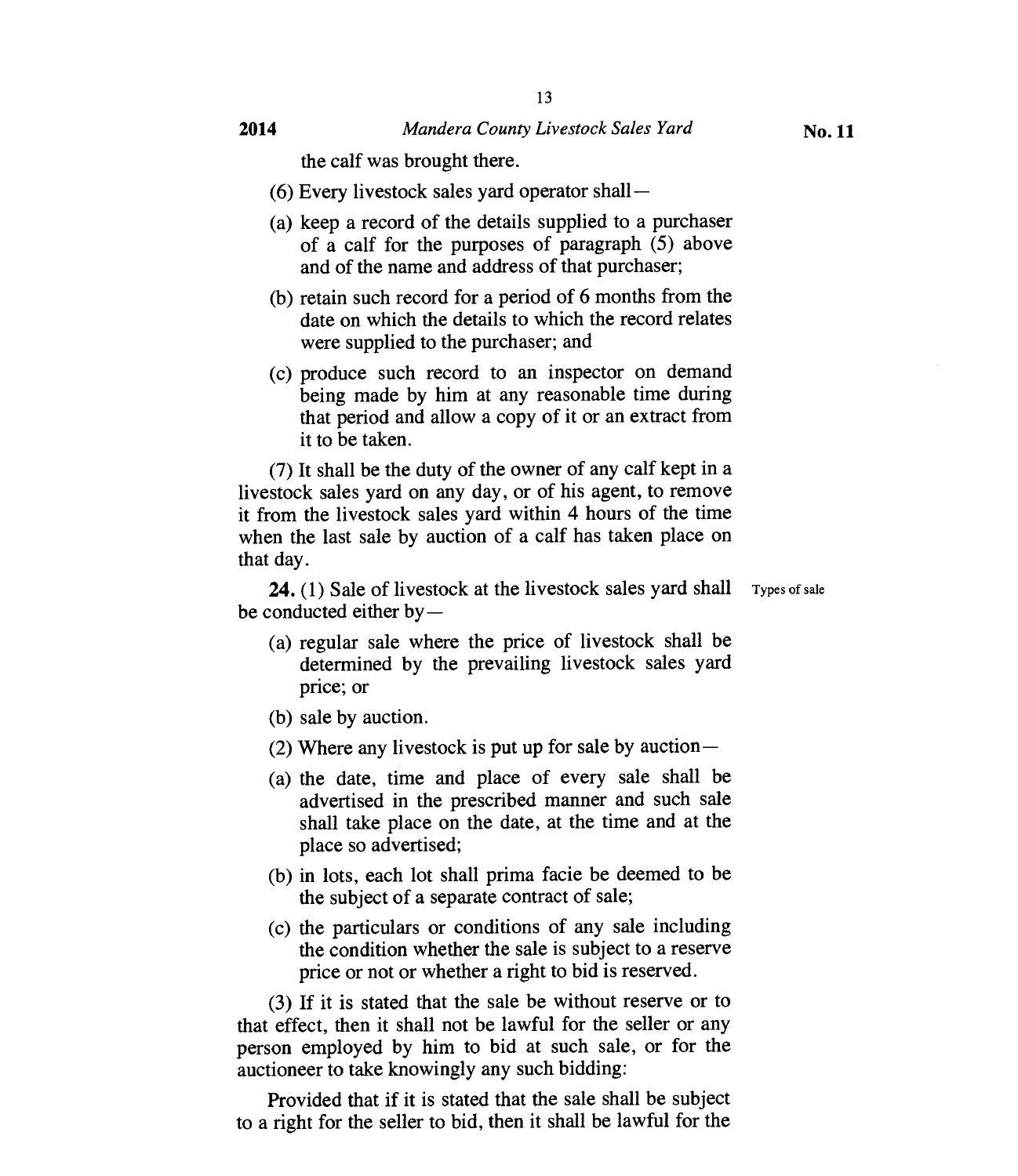the calf was brought there.

(6) Every livestock sales yard operator shall—

(a) keep a record of the details supplied to a purchaser of a calf for the purposes of paragraph (5) above and of the name and address of that purchaser;

(b) retain such record for a period of 6 months from the date on which the details to which the record relates were supplied to the purchaser; and

(c) produce such record to an inspector on demand being made by him at any reasonable time during that period and allow a copy of it or an extract from it to be taken.

(7) It shall be the duty of the owner of any calf kept in a livestock sales yard on any day, or of his agent, to remove it from the livestock sales yard within 4 hours of the time when the last sale by auction of a calf has taken place on that day.

**24.** (1) Sale of livestock at the livestock sales yard shall be conducted either by— *Types of sale*

(a) regular sale where the price of livestock shall be determined by the prevailing livestock sales yard price; or

(b) sale by auction.

(2) Where any livestock is put up for sale by auction—

(a) the date, time and place of every sale shall be advertised in the prescribed manner and such sale shall take place on the date, at the time and at the place so advertised;

(b) in lots, each lot shall prima facie be deemed to be the subject of a separate contract of sale;

(c) the particulars or conditions of any sale including the condition whether the sale is subject to a reserve price or not or whether a right to bid is reserved.

(3) If it is stated that the sale be without reserve or to that effect, then it shall not be lawful for the seller or any person employed by him to bid at such sale, or for the auctioneer to take knowingly any such bidding:

Provided that if it is stated that the sale shall be subject to a right for the seller to bid, then it shall be lawful for the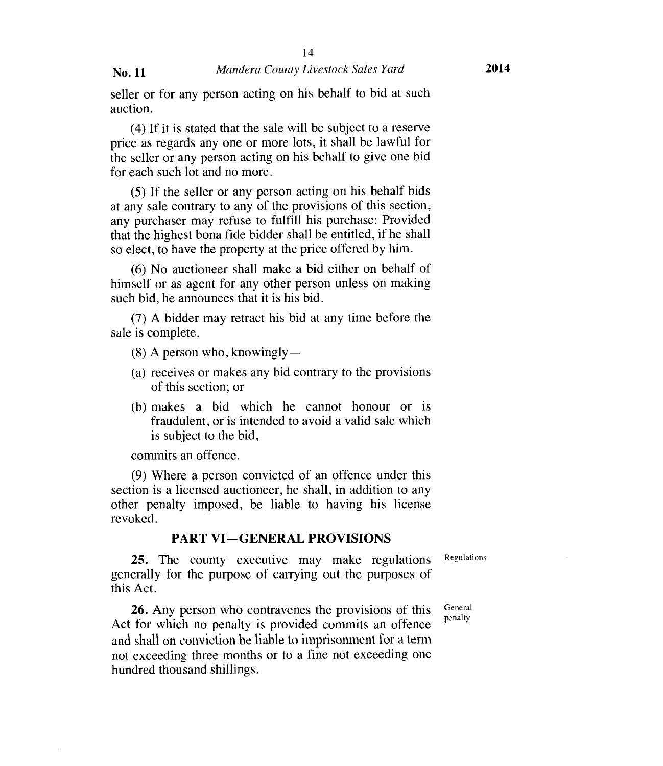seller or for any person acting on his behalf to bid at such auction.

(4) If it is stated that the sale will be subject to a reserve price as regards any one or more lots, it shall be lawful for the seller or any person acting on his behalf to give one bid for each such lot and no more.

(5) If the seller or any person acting on his behalf bids at any sale contrary to any of the provisions of this section, any purchaser may refuse to fulfill his purchase: Provided that the highest bona fide bidder shall be entitled, if he shall so elect, to have the property at the price offered by him.

(6) No auctioneer shall make a bid either on behalf of himself or as agent for any other person unless on making such bid, he announces that it is his bid.

(7) A bidder may retract his bid at any time before the sale is complete.

(8) A person who, knowingly—

(a) receives or makes any bid contrary to the provisions of this section; or

(b) makes a bid which he cannot honour or is fraudulent, or is intended to avoid a valid sale which is subject to the bid,

commits an offence.

(9) Where a person convicted of an offence under this section is a licensed auctioneer, he shall, in addition to any other penalty imposed, be liable to having his license revoked.

## PART VI—GENERAL PROVISIONS

Regulations

**25.** The county executive may make regulations generally for the purpose of carrying out the purposes of this Act.

General penalty

**26.** Any person who contravenes the provisions of this Act for which no penalty is provided commits an offence and shall on conviction be liable to imprisonment for a term not exceeding three months or to a fine not exceeding one hundred thousand shillings.